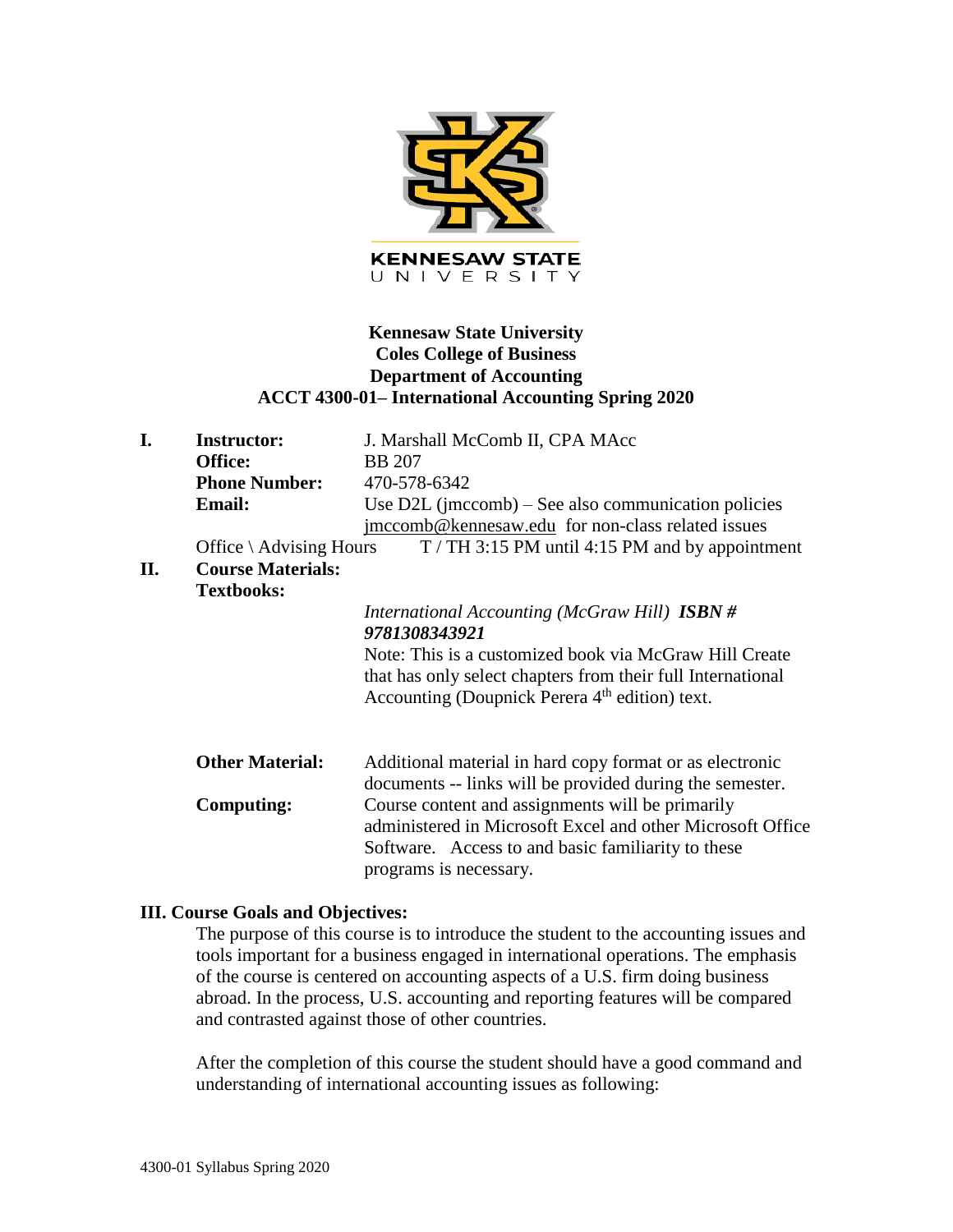KENNESAW STATE UNIVERSITY

**Kennesaw State University**
**Coles College of Business**
**Department of Accounting**
**ACCT 4300-01– International Accounting Spring 2020**

**I. Instructor:** J. Marshall McComb II, CPA MAcc
**Office:** BB 207
**Phone Number:** 470-578-6342
**Email:** Use D2L (jmccomb) – See also communication policies
jmccomb@kennesaw.edu for non-class related issues
Office \ Advising Hours T / TH 3:15 PM until 4:15 PM and by appointment

**II. Course Materials:**
**Textbooks:**

*International Accounting (McGraw Hill)* ***ISBN # 9781308343921***
Note: This is a customized book via McGraw Hill Create that has only select chapters from their full International Accounting (Doupnick Perera 4th edition) text.

**Other Material:** Additional material in hard copy format or as electronic documents -- links will be provided during the semester.

**Computing:** Course content and assignments will be primarily administered in Microsoft Excel and other Microsoft Office Software. Access to and basic familiarity to these programs is necessary.

## III. Course Goals and Objectives:

The purpose of this course is to introduce the student to the accounting issues and tools important for a business engaged in international operations. The emphasis of the course is centered on accounting aspects of a U.S. firm doing business abroad. In the process, U.S. accounting and reporting features will be compared and contrasted against those of other countries.

After the completion of this course the student should have a good command and understanding of international accounting issues as following: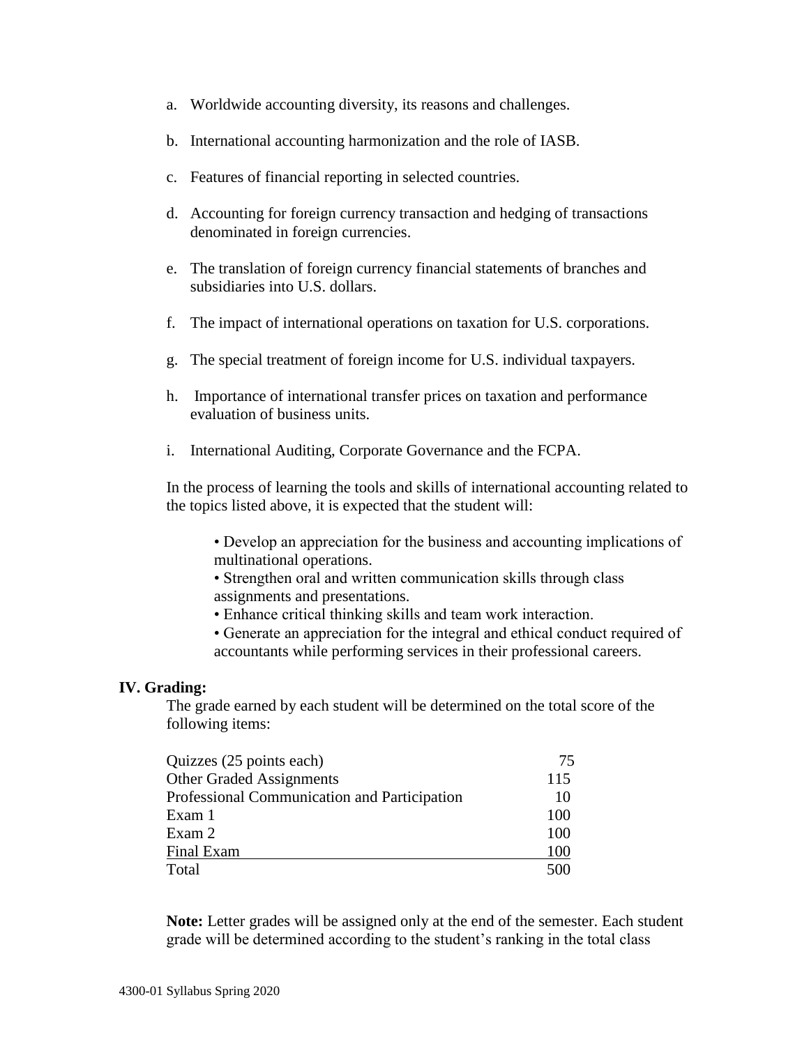a. Worldwide accounting diversity, its reasons and challenges.

b. International accounting harmonization and the role of IASB.

c. Features of financial reporting in selected countries.

d. Accounting for foreign currency transaction and hedging of transactions denominated in foreign currencies.

e. The translation of foreign currency financial statements of branches and subsidiaries into U.S. dollars.

f. The impact of international operations on taxation for U.S. corporations.

g. The special treatment of foreign income for U.S. individual taxpayers.

h. Importance of international transfer prices on taxation and performance evaluation of business units.

i. International Auditing, Corporate Governance and the FCPA.

In the process of learning the tools and skills of international accounting related to the topics listed above, it is expected that the student will:

- Develop an appreciation for the business and accounting implications of multinational operations.
- Strengthen oral and written communication skills through class assignments and presentations.
- Enhance critical thinking skills and team work interaction.
- Generate an appreciation for the integral and ethical conduct required of accountants while performing services in their professional careers.

## IV. Grading:

The grade earned by each student will be determined on the total score of the following items:

| Item | Points |
|---|---|
| Quizzes (25 points each) | 75 |
| Other Graded Assignments | 115 |
| Professional Communication and Participation | 10 |
| Exam 1 | 100 |
| Exam 2 | 100 |
| Final Exam | 100 |
| Total | 500 |

**Note:** Letter grades will be assigned only at the end of the semester. Each student grade will be determined according to the student's ranking in the total class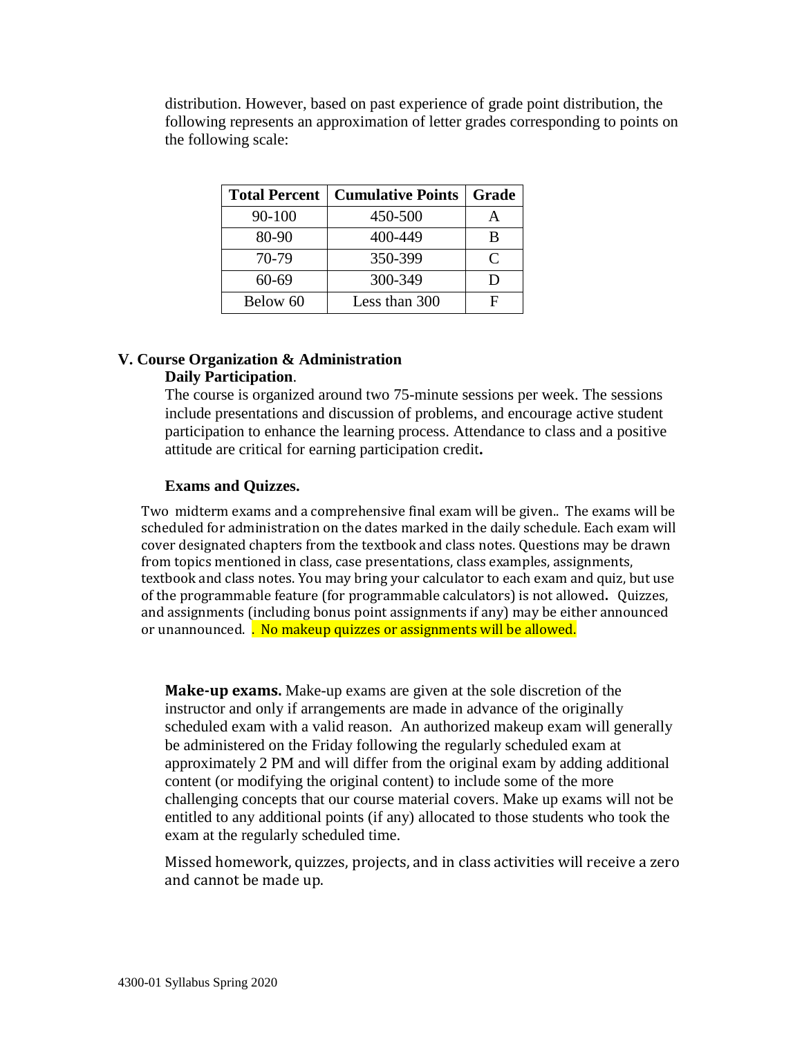distribution. However, based on past experience of grade point distribution, the following represents an approximation of letter grades corresponding to points on the following scale:

| Total Percent | Cumulative Points | Grade |
|---|---|---|
| 90-100 | 450-500 | A |
| 80-90 | 400-449 | B |
| 70-79 | 350-399 | C |
| 60-69 | 300-349 | D |
| Below 60 | Less than 300 | F |

## V. Course Organization & Administration

**Daily Participation**.

The course is organized around two 75-minute sessions per week. The sessions include presentations and discussion of problems, and encourage active student participation to enhance the learning process. Attendance to class and a positive attitude are critical for earning participation credit**.**

**Exams and Quizzes.**

Two midterm exams and a comprehensive final exam will be given.. The exams will be scheduled for administration on the dates marked in the daily schedule. Each exam will cover designated chapters from the textbook and class notes. Questions may be drawn from topics mentioned in class, case presentations, class examples, assignments, textbook and class notes. You may bring your calculator to each exam and quiz, but use of the programmable feature (for programmable calculators) is not allowed**.** Quizzes, and assignments (including bonus point assignments if any) may be either announced or unannounced. . No makeup quizzes or assignments will be allowed.

**Make-up exams.** Make-up exams are given at the sole discretion of the instructor and only if arrangements are made in advance of the originally scheduled exam with a valid reason. An authorized makeup exam will generally be administered on the Friday following the regularly scheduled exam at approximately 2 PM and will differ from the original exam by adding additional content (or modifying the original content) to include some of the more challenging concepts that our course material covers. Make up exams will not be entitled to any additional points (if any) allocated to those students who took the exam at the regularly scheduled time.

Missed homework, quizzes, projects, and in class activities will receive a zero and cannot be made up.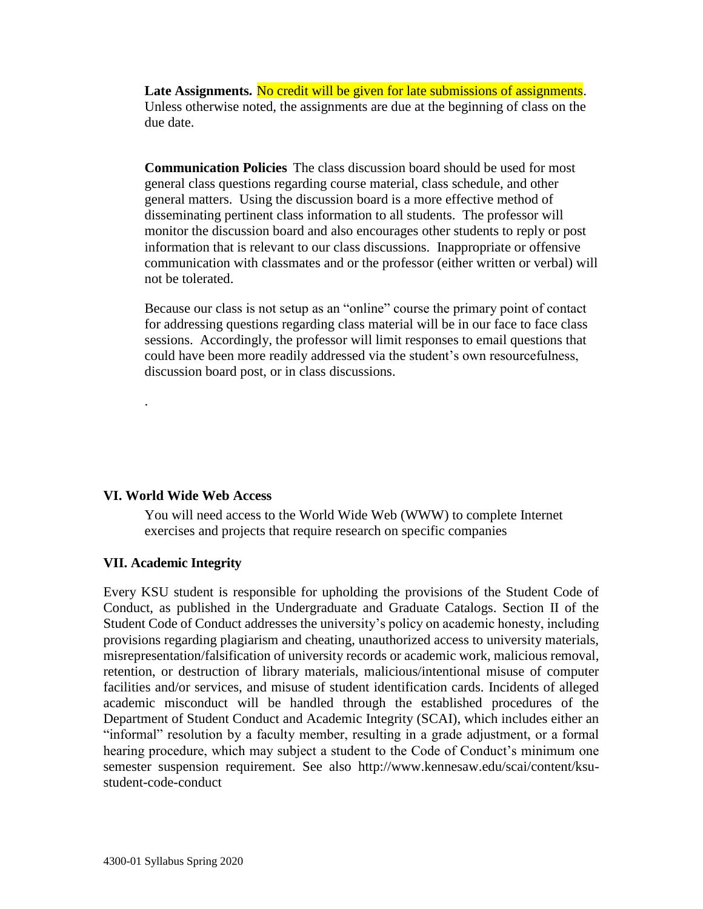**Late Assignments.** No credit will be given for late submissions of assignments. Unless otherwise noted, the assignments are due at the beginning of class on the due date.

**Communication Policies** The class discussion board should be used for most general class questions regarding course material, class schedule, and other general matters. Using the discussion board is a more effective method of disseminating pertinent class information to all students. The professor will monitor the discussion board and also encourages other students to reply or post information that is relevant to our class discussions. Inappropriate or offensive communication with classmates and or the professor (either written or verbal) will not be tolerated.

Because our class is not setup as an "online" course the primary point of contact for addressing questions regarding class material will be in our face to face class sessions. Accordingly, the professor will limit responses to email questions that could have been more readily addressed via the student's own resourcefulness, discussion board post, or in class discussions.

.

## VI. World Wide Web Access

You will need access to the World Wide Web (WWW) to complete Internet exercises and projects that require research on specific companies

## VII. Academic Integrity

Every KSU student is responsible for upholding the provisions of the Student Code of Conduct, as published in the Undergraduate and Graduate Catalogs. Section II of the Student Code of Conduct addresses the university's policy on academic honesty, including provisions regarding plagiarism and cheating, unauthorized access to university materials, misrepresentation/falsification of university records or academic work, malicious removal, retention, or destruction of library materials, malicious/intentional misuse of computer facilities and/or services, and misuse of student identification cards. Incidents of alleged academic misconduct will be handled through the established procedures of the Department of Student Conduct and Academic Integrity (SCAI), which includes either an "informal" resolution by a faculty member, resulting in a grade adjustment, or a formal hearing procedure, which may subject a student to the Code of Conduct's minimum one semester suspension requirement. See also http://www.kennesaw.edu/scai/content/ksu-student-code-conduct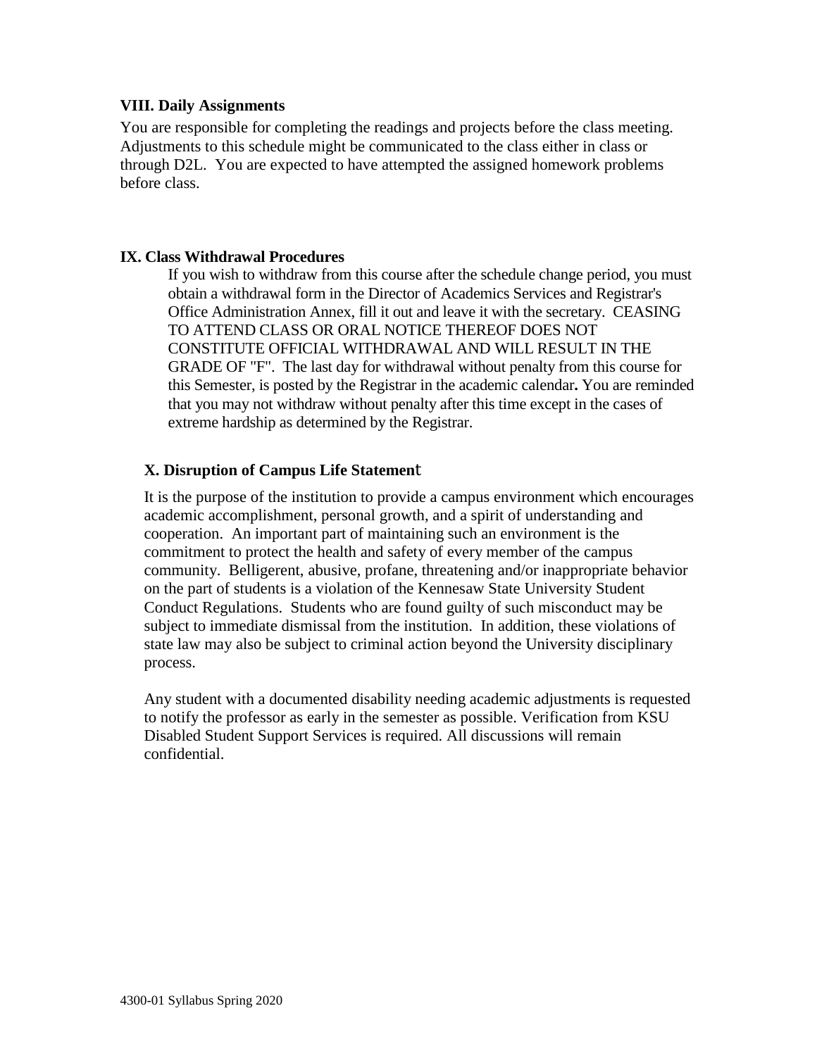### VIII. Daily Assignments

You are responsible for completing the readings and projects before the class meeting. Adjustments to this schedule might be communicated to the class either in class or through D2L. You are expected to have attempted the assigned homework problems before class.

### IX. Class Withdrawal Procedures

If you wish to withdraw from this course after the schedule change period, you must obtain a withdrawal form in the Director of Academics Services and Registrar's Office Administration Annex, fill it out and leave it with the secretary. CEASING TO ATTEND CLASS OR ORAL NOTICE THEREOF DOES NOT CONSTITUTE OFFICIAL WITHDRAWAL AND WILL RESULT IN THE GRADE OF "F". The last day for withdrawal without penalty from this course for this Semester, is posted by the Registrar in the academic calendar. You are reminded that you may not withdraw without penalty after this time except in the cases of extreme hardship as determined by the Registrar.

### X. Disruption of Campus Life Statement

It is the purpose of the institution to provide a campus environment which encourages academic accomplishment, personal growth, and a spirit of understanding and cooperation. An important part of maintaining such an environment is the commitment to protect the health and safety of every member of the campus community. Belligerent, abusive, profane, threatening and/or inappropriate behavior on the part of students is a violation of the Kennesaw State University Student Conduct Regulations. Students who are found guilty of such misconduct may be subject to immediate dismissal from the institution. In addition, these violations of state law may also be subject to criminal action beyond the University disciplinary process.

Any student with a documented disability needing academic adjustments is requested to notify the professor as early in the semester as possible. Verification from KSU Disabled Student Support Services is required. All discussions will remain confidential.